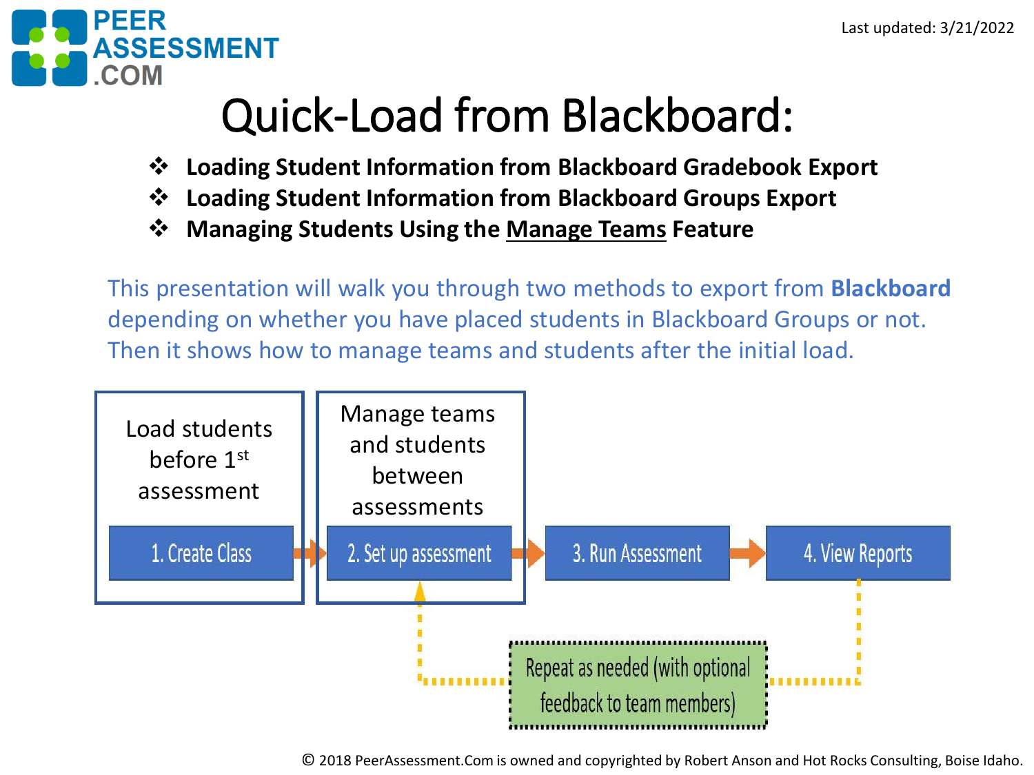PEER ASSESSMENT .COM

Last updated: 3/21/2022

# Quick-Load from Blackboard:

- **Loading Student Information from Blackboard Gradebook Export**
- **Loading Student Information from Blackboard Groups Export**
- **Managing Students Using the Manage Teams Feature**

This presentation will walk you through two methods to export from **Blackboard** depending on whether you have placed students in Blackboard Groups or not. Then it shows how to manage teams and students after the initial load.

Load students before 1st assessment

Manage teams and students between assessments

1. Create Class → 2. Set up assessment → 3. Run Assessment → 4. View Reports

Repeat as needed (with optional feedback to team members)

© 2018 PeerAssessment.Com is owned and copyrighted by Robert Anson and Hot Rocks Consulting, Boise Idaho.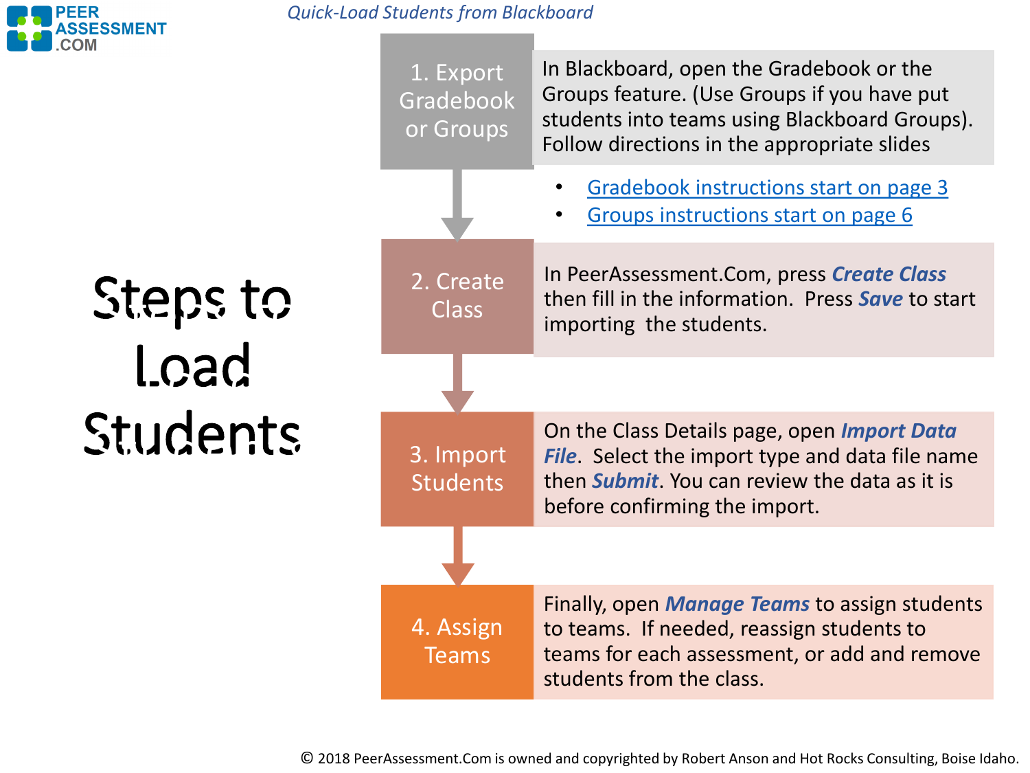*Quick-Load Students from Blackboard*

# Steps to Load Students

## 1. Export Gradebook or Groups

In Blackboard, open the Gradebook or the Groups feature. (Use Groups if you have put students into teams using Blackboard Groups). Follow directions in the appropriate slides

- Gradebook instructions start on page 3
- Groups instructions start on page 6

## 2. Create Class

In PeerAssessment.Com, press ***Create Class*** then fill in the information. Press ***Save*** to start importing the students.

## 3. Import Students

On the Class Details page, open ***Import Data File***. Select the import type and data file name then ***Submit***. You can review the data as it is before confirming the import.

## 4. Assign Teams

Finally, open ***Manage Teams*** to assign students to teams. If needed, reassign students to teams for each assessment, or add and remove students from the class.

© 2018 PeerAssessment.Com is owned and copyrighted by Robert Anson and Hot Rocks Consulting, Boise Idaho.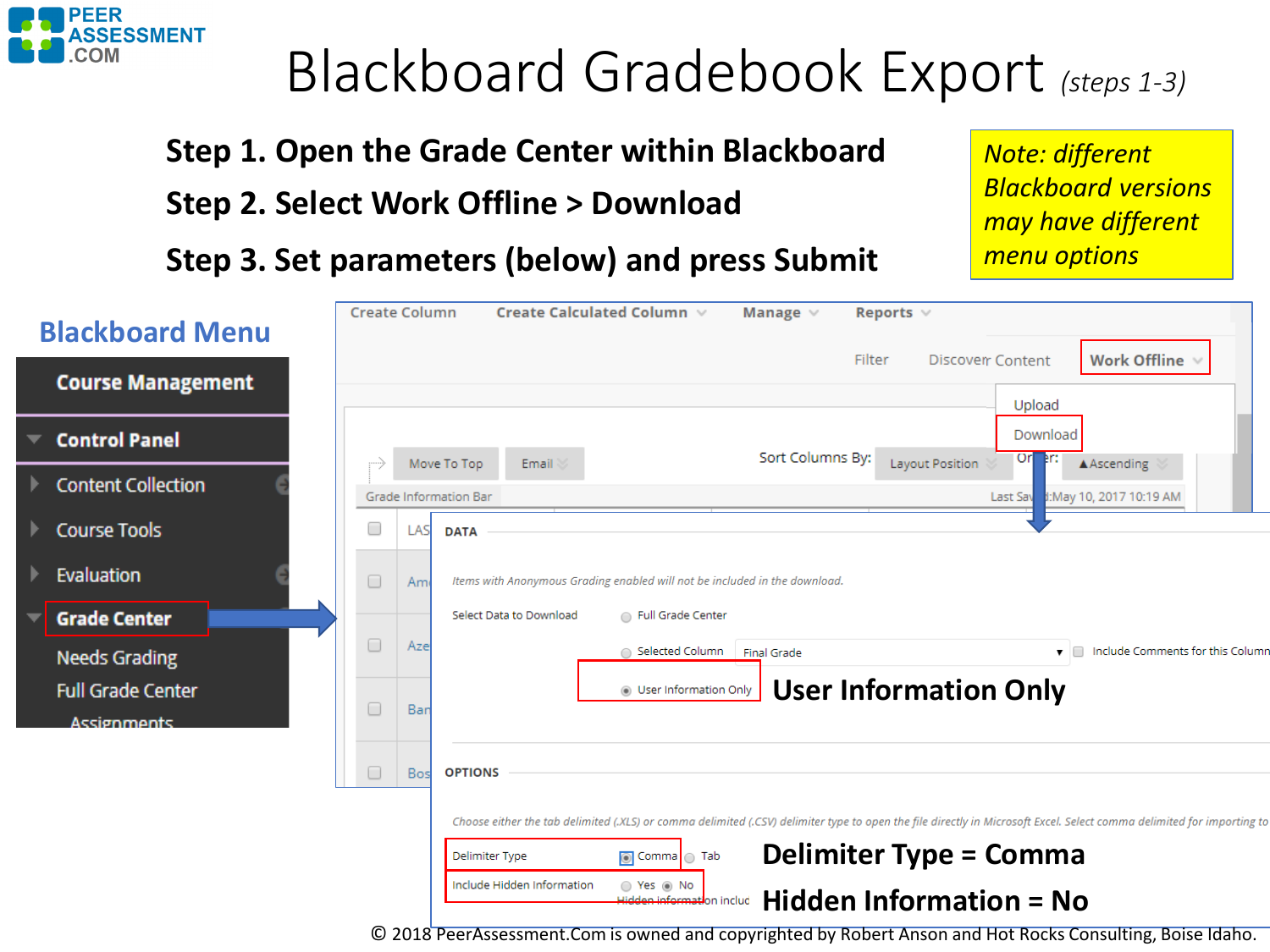# Blackboard Gradebook Export *(steps 1-3)*

**Step 1. Open the Grade Center within Blackboard**

**Step 2. Select Work Offline > Download**

**Step 3. Set parameters (below) and press Submit**

*Note: different Blackboard versions may have different menu options*

## Blackboard Menu

- **Course Management**
- **Control Panel**
  - Content Collection
  - Course Tools
  - Evaluation
  - **Grade Center**
    - Needs Grading
    - Full Grade Center
    - Assignments

Create Column | Create Calculated Column | Manage | Reports

Filter | Discover Content | **Work Offline**

- Upload
- Download

Move To Top | Email | Sort Columns By: Layout Position | Order: ▲Ascending

Grade Information Bar | Last Saved:May 10, 2017 10:19 AM

**DATA**

*Items with Anonymous Grading enabled will not be included in the download.*

Select Data to Download
- Full Grade Center
- Selected Column: Final Grade — Include Comments for this Column
- User Information Only

**User Information Only**

**OPTIONS**

*Choose either the tab delimited (.XLS) or comma delimited (.CSV) delimiter type to open the file directly in Microsoft Excel. Select comma delimited for importing to*

Delimiter Type: Comma / Tab

Include Hidden Information: Yes / No

**Delimiter Type = Comma**

**Hidden Information = No**

© 2018 PeerAssessment.Com is owned and copyrighted by Robert Anson and Hot Rocks Consulting, Boise Idaho.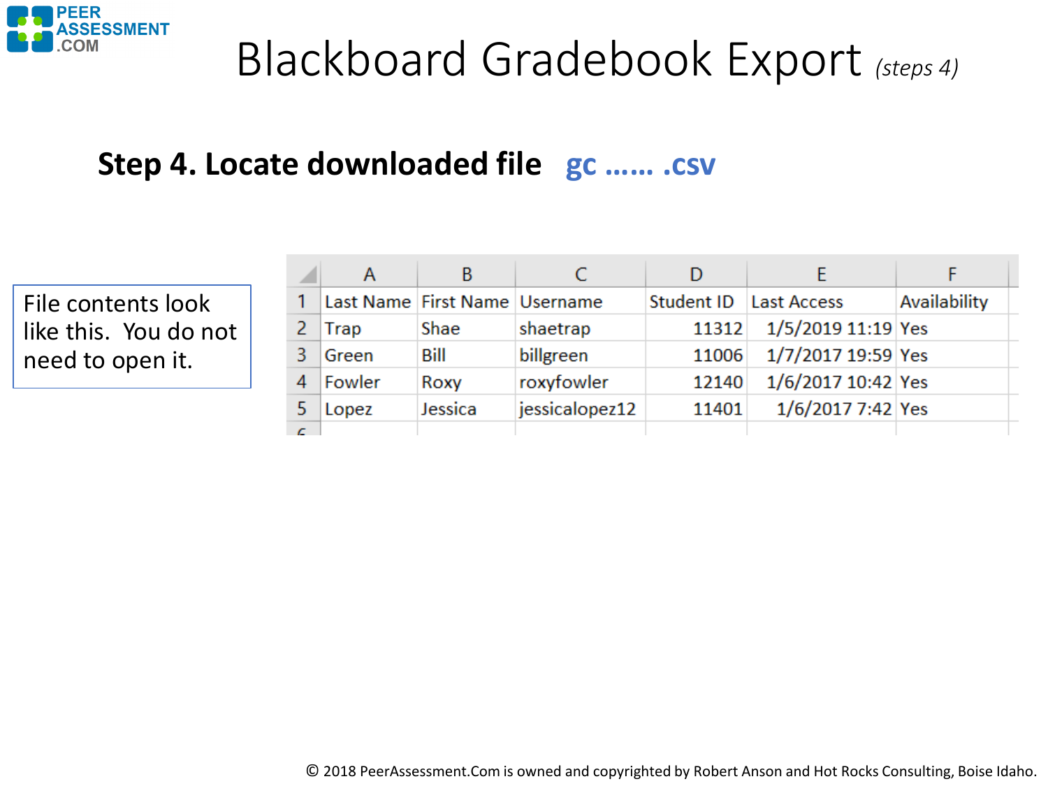# Blackboard Gradebook Export *(steps 4)*

## Step 4. Locate downloaded file gc …… .csv

File contents look like this. You do not need to open it.

| | A | B | C | D | E | F |
|---|---|---|---|---|---|---|
| 1 | Last Name | First Name | Username | Student ID | Last Access | Availability |
| 2 | Trap | Shae | shaetrap | 11312 | 1/5/2019 11:19 | Yes |
| 3 | Green | Bill | billgreen | 11006 | 1/7/2017 19:59 | Yes |
| 4 | Fowler | Roxy | roxyfowler | 12140 | 1/6/2017 10:42 | Yes |
| 5 | Lopez | Jessica | jessicalopez12 | 11401 | 1/6/2017 7:42 | Yes |
| 6 | | | | | | |

© 2018 PeerAssessment.Com is owned and copyrighted by Robert Anson and Hot Rocks Consulting, Boise Idaho.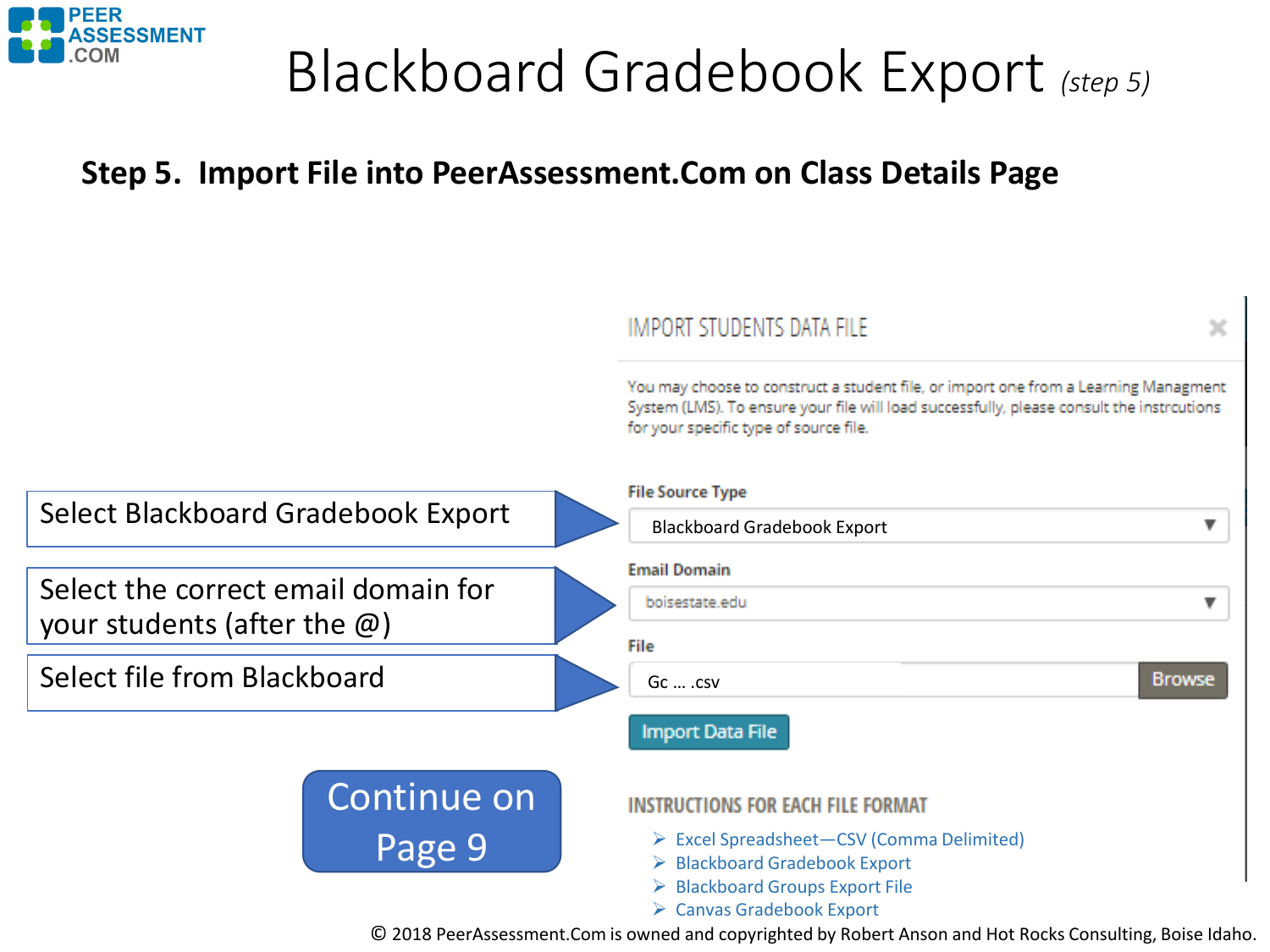# Blackboard Gradebook Export *(step 5)*

**Step 5. Import File into PeerAssessment.Com on Class Details Page**

Select Blackboard Gradebook Export

Select the correct email domain for your students (after the @)

Select file from Blackboard

Continue on Page 9

IMPORT STUDENTS DATA FILE

You may choose to construct a student file, or import one from a Learning Managment System (LMS). To ensure your file will load successfully, please consult the instrcutions for your specific type of source file.

**File Source Type**

Blackboard Gradebook Export

**Email Domain**

boisestate.edu

**File**

Gc … .csv

Browse

Import Data File

**INSTRUCTIONS FOR EACH FILE FORMAT**

- Excel Spreadsheet—CSV (Comma Delimited)
- Blackboard Gradebook Export
- Blackboard Groups Export File
- Canvas Gradebook Export

© 2018 PeerAssessment.Com is owned and copyrighted by Robert Anson and Hot Rocks Consulting, Boise Idaho.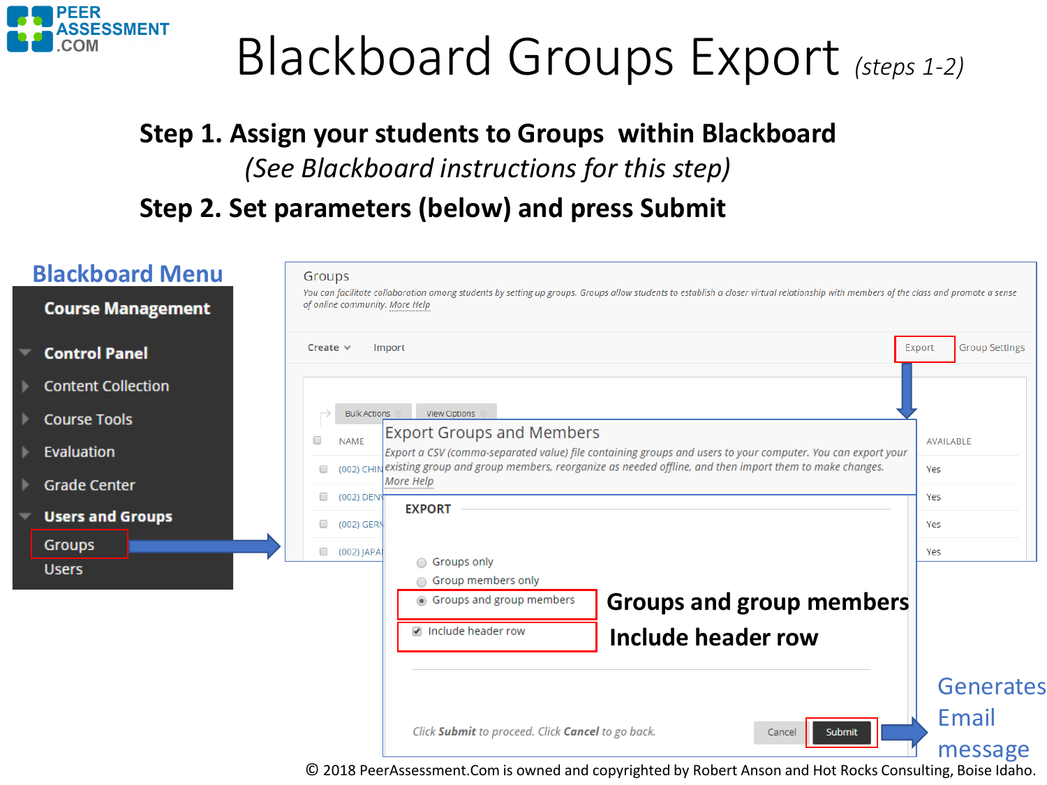# Blackboard Groups Export *(steps 1-2)*

**Step 1. Assign your students to Groups within Blackboard**

*(See Blackboard instructions for this step)*

**Step 2. Set parameters (below) and press Submit**

## Blackboard Menu

**Course Management**

- **Control Panel**
  - Content Collection
  - Course Tools
  - Evaluation
  - Grade Center
  - **Users and Groups**
    - Groups
    - Users

Groups

*You can facilitate collaboration among students by setting up groups. Groups allow students to establish a closer virtual relationship with members of the class and promote a sense of online community. More Help*

Create | Import | Export | Group Settings

Bulk Actions | View Options

| NAME | AVAILABLE |
| --- | --- |
| (002) CHIN | Yes |
| (002) DEN | Yes |
| (002) GERM | Yes |
| (002) JAPA | Yes |

### Export Groups and Members

*Export a CSV (comma-separated value) file containing groups and users to your computer. You can export your existing group and group members, reorganize as needed offline, and then import them to make changes. More Help*

**EXPORT**

- Groups only
- Group members only
- Groups and group members — **Groups and group members**
- Include header row — **Include header row**

*Click **Submit** to proceed. Click **Cancel** to go back.*

Cancel | Submit

Generates Email message

© 2018 PeerAssessment.Com is owned and copyrighted by Robert Anson and Hot Rocks Consulting, Boise Idaho.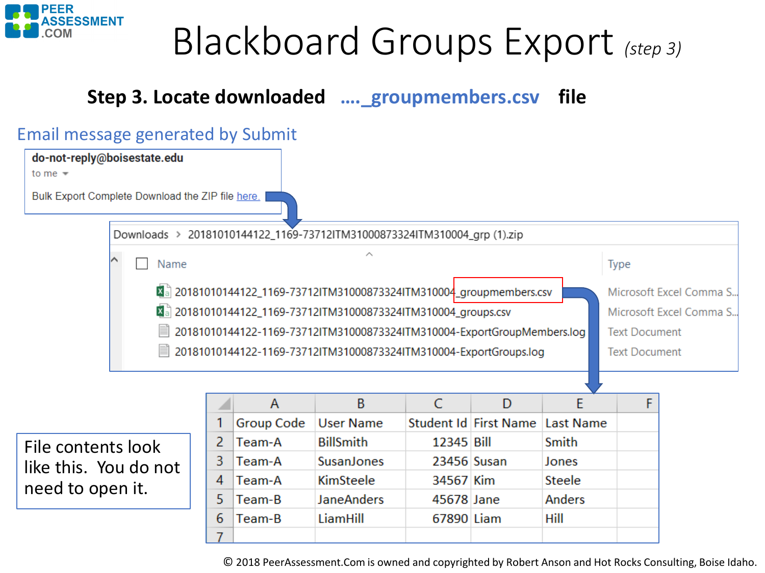# Blackboard Groups Export *(step 3)*

**Step 3. Locate downloaded ...._groupmembers.csv file**

Email message generated by Submit

**do-not-reply@boisestate.edu**

to me

Bulk Export Complete Download the ZIP file here.

Downloads › 20181010144122_1169-73712ITM31000873324ITM310004_grp (1).zip

| Name | Type |
|---|---|
| 20181010144122_1169-73712ITM31000873324ITM310004_groupmembers.csv | Microsoft Excel Comma S... |
| 20181010144122_1169-73712ITM31000873324ITM310004_groups.csv | Microsoft Excel Comma S... |
| 20181010144122-1169-73712ITM31000873324ITM310004-ExportGroupMembers.log | Text Document |
| 20181010144122-1169-73712ITM31000873324ITM310004-ExportGroups.log | Text Document |

| | A | B | C | D | E | F |
|---|---|---|---|---|---|---|
| 1 | Group Code | User Name | Student Id | First Name | Last Name | |
| 2 | Team-A | BillSmith | 12345 | Bill | Smith | |
| 3 | Team-A | SusanJones | 23456 | Susan | Jones | |
| 4 | Team-A | KimSteele | 34567 | Kim | Steele | |
| 5 | Team-B | JaneAnders | 45678 | Jane | Anders | |
| 6 | Team-B | LiamHill | 67890 | Liam | Hill | |
| 7 | | | | | | |

File contents look like this. You do not need to open it.

© 2018 PeerAssessment.Com is owned and copyrighted by Robert Anson and Hot Rocks Consulting, Boise Idaho.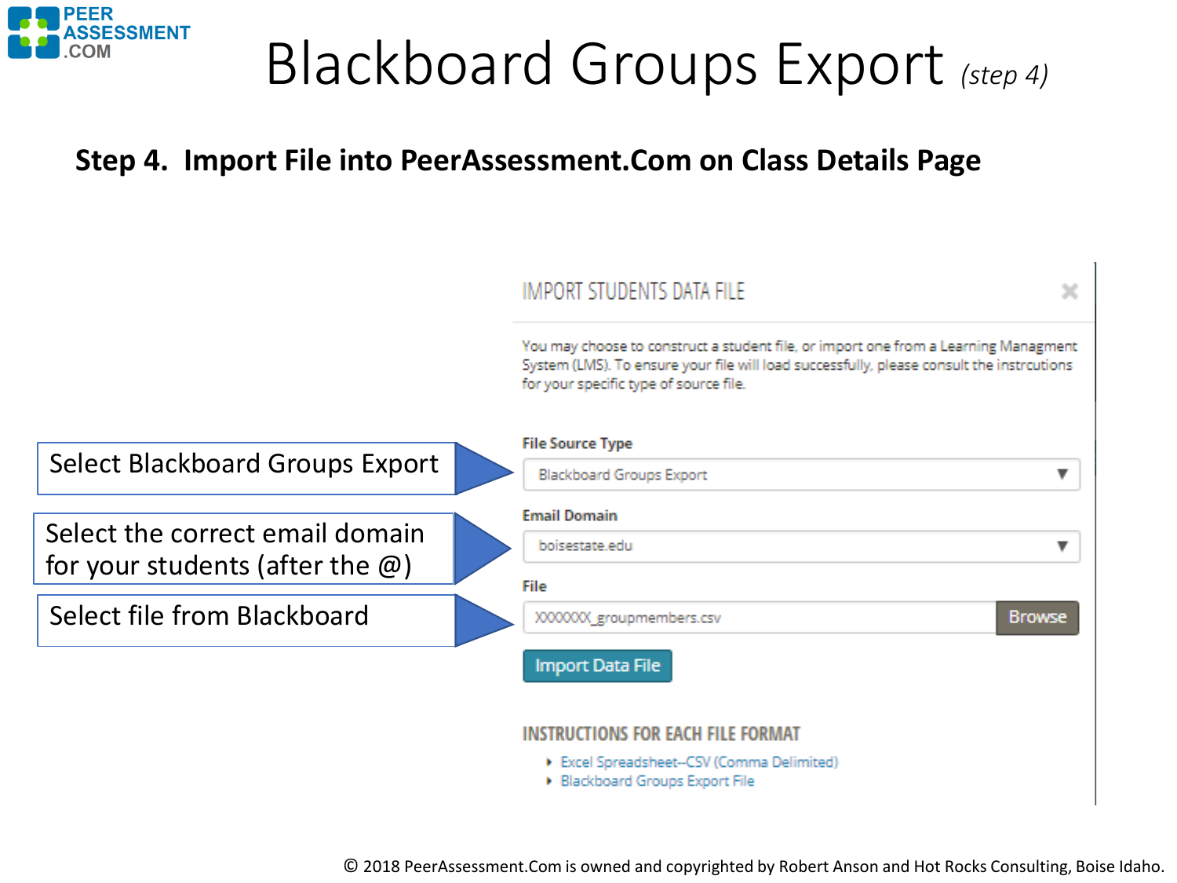# Blackboard Groups Export *(step 4)*

**Step 4. Import File into PeerAssessment.Com on Class Details Page**

Select Blackboard Groups Export

Select the correct email domain for your students (after the @)

Select file from Blackboard

IMPORT STUDENTS DATA FILE

You may choose to construct a student file, or import one from a Learning Managment System (LMS). To ensure your file will load successfully, please consult the instrcutions for your specific type of source file.

**File Source Type**

Blackboard Groups Export

**Email Domain**

boisestate.edu

**File**

XXXXXXX_groupmembers.csv Browse

Import Data File

INSTRUCTIONS FOR EACH FILE FORMAT

- Excel Spreadsheet--CSV (Comma Delimited)
- Blackboard Groups Export File

© 2018 PeerAssessment.Com is owned and copyrighted by Robert Anson and Hot Rocks Consulting, Boise Idaho.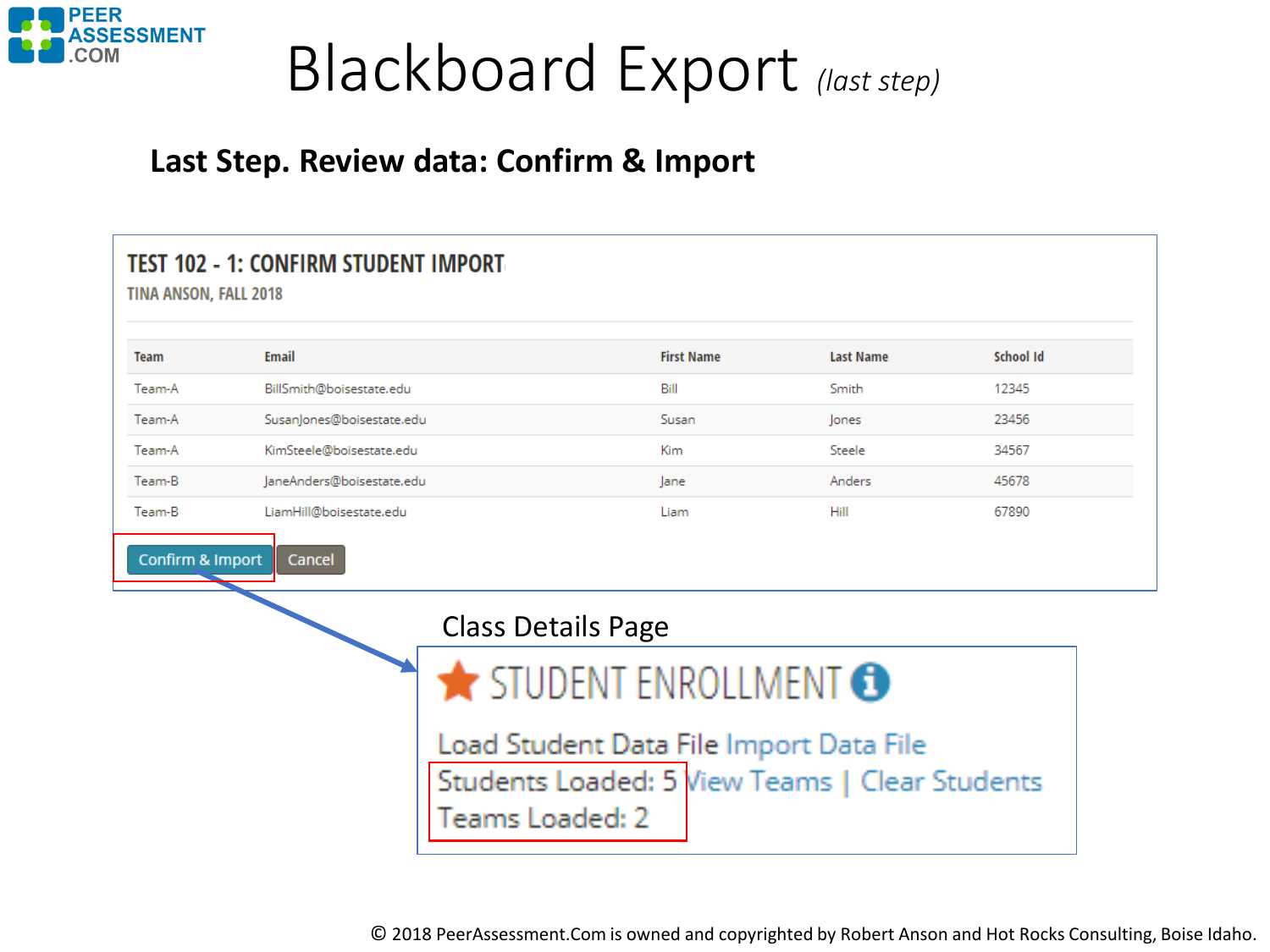# Blackboard Export *(last step)*

## Last Step. Review data: Confirm & Import

### TEST 102 - 1: CONFIRM STUDENT IMPORT

TINA ANSON, FALL 2018

| Team | Email | First Name | Last Name | School Id |
|---|---|---|---|---|
| Team-A | BillSmith@boisestate.edu | Bill | Smith | 12345 |
| Team-A | SusanJones@boisestate.edu | Susan | Jones | 23456 |
| Team-A | KimSteele@boisestate.edu | Kim | Steele | 34567 |
| Team-B | JaneAnders@boisestate.edu | Jane | Anders | 45678 |
| Team-B | LiamHill@boisestate.edu | Liam | Hill | 67890 |

Confirm & Import | Cancel

Class Details Page

### STUDENT ENROLLMENT

Load Student Data File Import Data File

Students Loaded: 5 View Teams | Clear Students

Teams Loaded: 2

© 2018 PeerAssessment.Com is owned and copyrighted by Robert Anson and Hot Rocks Consulting, Boise Idaho.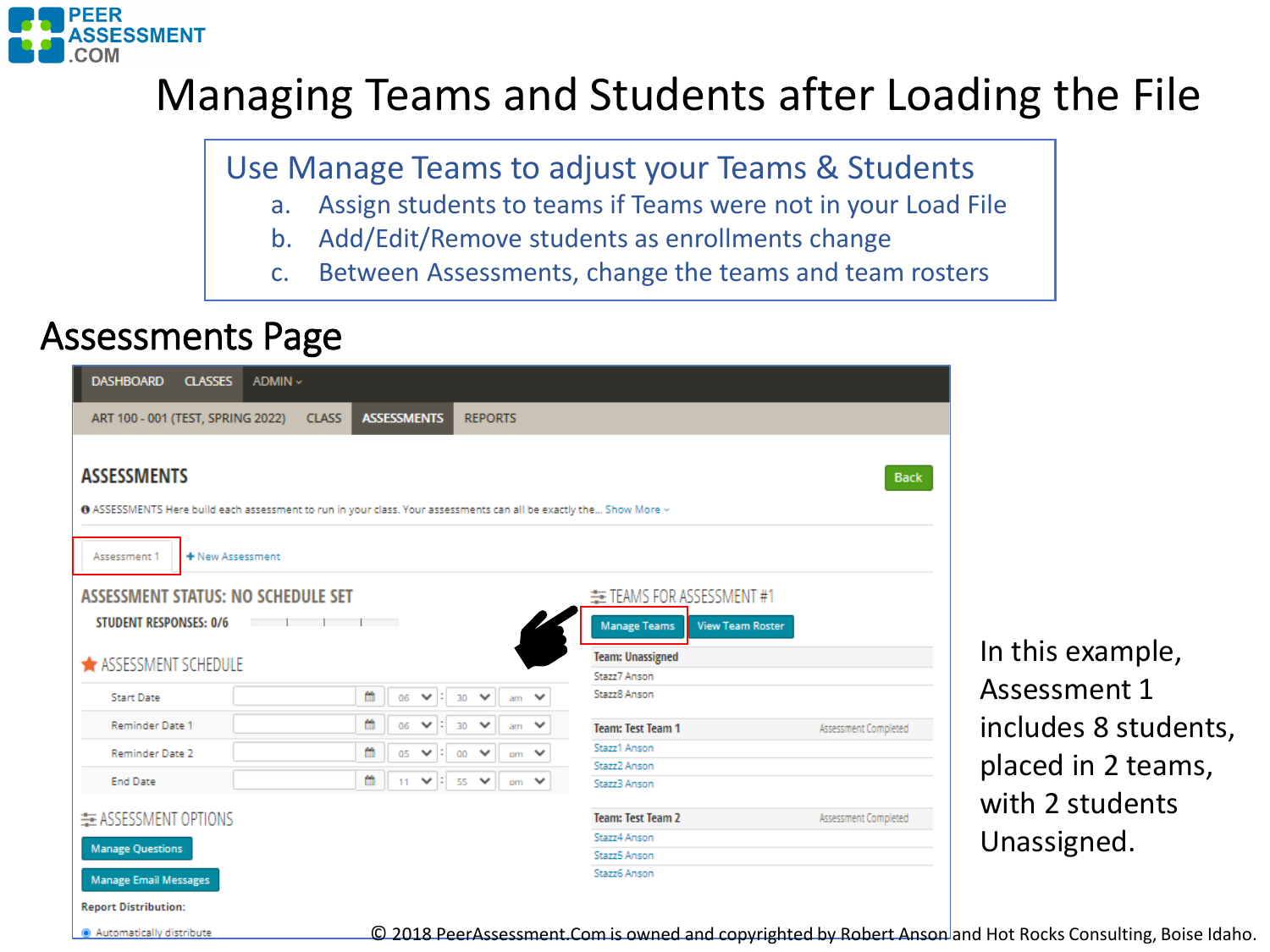# Managing Teams and Students after Loading the File

## Use Manage Teams to adjust your Teams & Students

a. Assign students to teams if Teams were not in your Load File
b. Add/Edit/Remove students as enrollments change
c. Between Assessments, change the teams and team rosters

## Assessments Page

DASHBOARD CLASSES ADMIN

ART 100 - 001 (TEST, SPRING 2022) CLASS ASSESSMENTS REPORTS

**ASSESSMENTS** Back

ASSESSMENTS Here build each assessment to run in your class. Your assessments can all be exactly the... Show More

Assessment 1 + New Assessment

**ASSESSMENT STATUS: NO SCHEDULE SET**

**STUDENT RESPONSES: 0/6**

**ASSESSMENT SCHEDULE**

| | | | | |
|---|---|---|---|---|
| Start Date | | 06 | 30 | am |
| Reminder Date 1 | | 06 | 30 | am |
| Reminder Date 2 | | 05 | 00 | pm |
| End Date | | 11 | 55 | pm |

**ASSESSMENT OPTIONS**

Manage Questions

Manage Email Messages

**Report Distribution:**

Automatically distribute

**TEAMS FOR ASSESSMENT #1**

Manage Teams View Team Roster

**Team: Unassigned**
- Stazz7 Anson
- Stazz8 Anson

**Team: Test Team 1** — Assessment Completed
- Stazz1 Anson
- Stazz2 Anson
- Stazz3 Anson

**Team: Test Team 2** — Assessment Completed
- Stazz4 Anson
- Stazz5 Anson
- Stazz6 Anson

In this example, Assessment 1 includes 8 students, placed in 2 teams, with 2 students Unassigned.

© 2018 PeerAssessment.Com is owned and copyrighted by Robert Anson and Hot Rocks Consulting, Boise Idaho.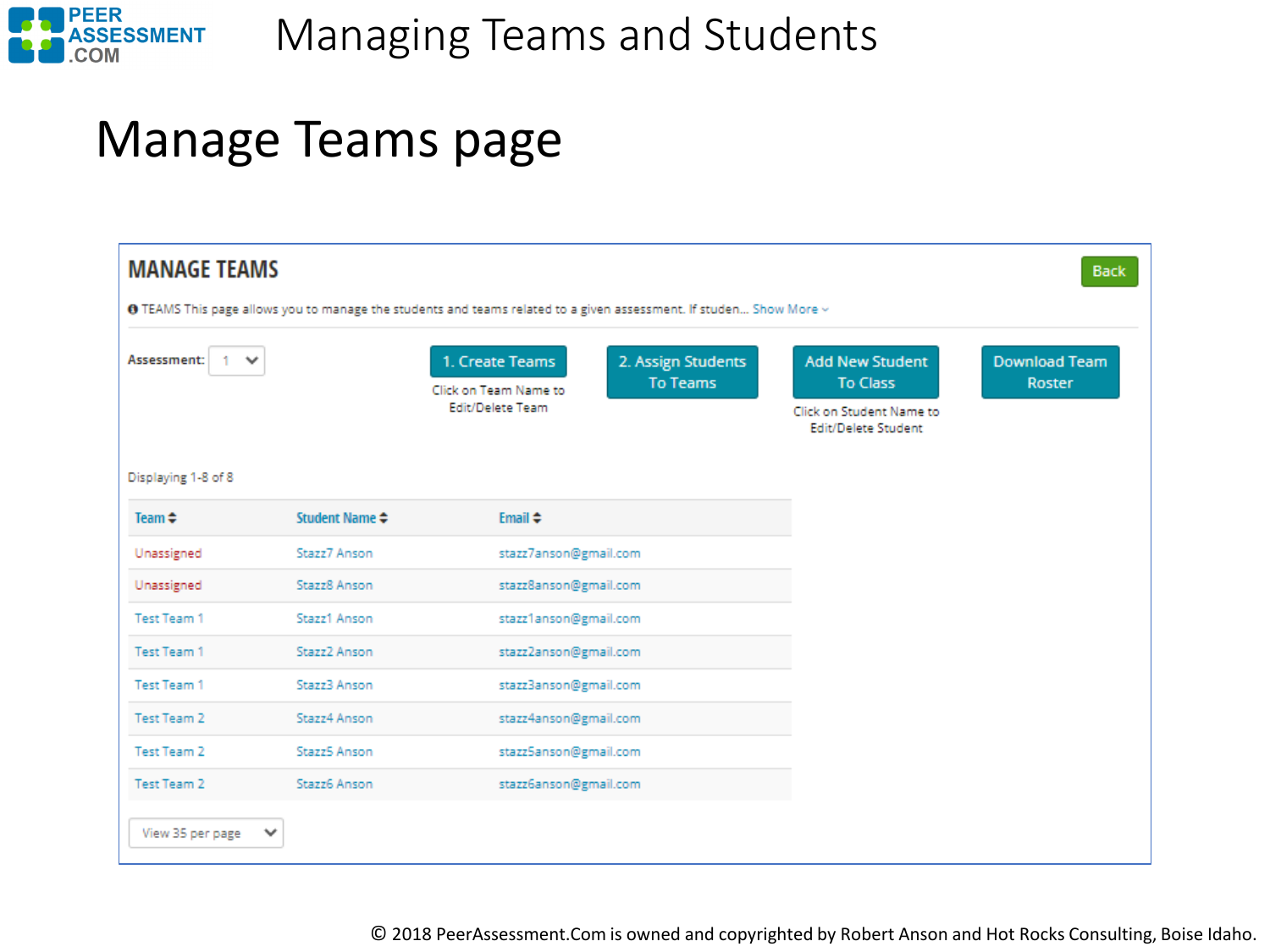# Managing Teams and Students

## Manage Teams page

### MANAGE TEAMS

Back

TEAMS This page allows you to manage the students and teams related to a given assessment. If studen... Show More

Assessment: 1

1. Create Teams — Click on Team Name to Edit/Delete Team

2. Assign Students To Teams

Add New Student To Class — Click on Student Name to Edit/Delete Student

Download Team Roster

Displaying 1-8 of 8

| Team | Student Name | Email |
| --- | --- | --- |
| Unassigned | Stazz7 Anson | stazz7anson@gmail.com |
| Unassigned | Stazz8 Anson | stazz8anson@gmail.com |
| Test Team 1 | Stazz1 Anson | stazz1anson@gmail.com |
| Test Team 1 | Stazz2 Anson | stazz2anson@gmail.com |
| Test Team 1 | Stazz3 Anson | stazz3anson@gmail.com |
| Test Team 2 | Stazz4 Anson | stazz4anson@gmail.com |
| Test Team 2 | Stazz5 Anson | stazz5anson@gmail.com |
| Test Team 2 | Stazz6 Anson | stazz6anson@gmail.com |

View 35 per page

© 2018 PeerAssessment.Com is owned and copyrighted by Robert Anson and Hot Rocks Consulting, Boise Idaho.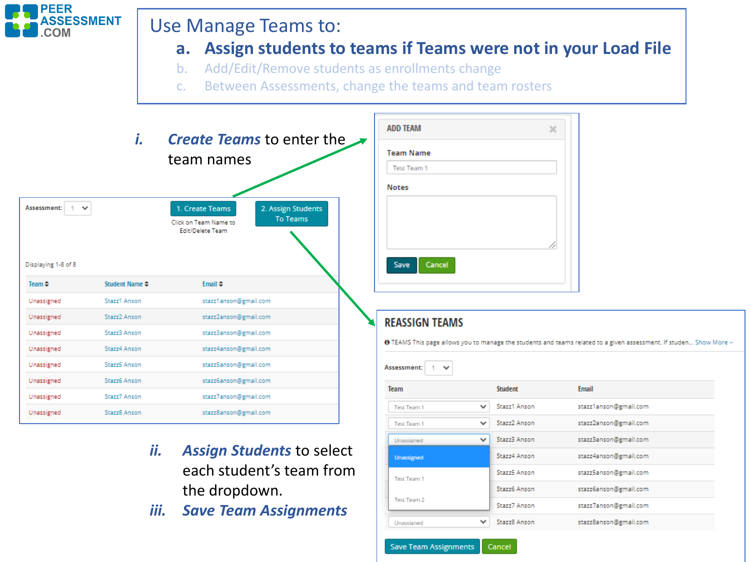# Use Manage Teams to:

a. **Assign students to teams if Teams were not in your Load File**

b. Add/Edit/Remove students as enrollments change

c. Between Assessments, change the teams and team rosters

*i.* ***Create Teams*** to enter the team names

**ADD TEAM**

Team Name: Test Team 1

Notes:

Save | Cancel

Assessment: 1

1. Create Teams — Click on Team Name to Edit/Delete Team

2. Assign Students To Teams

Displaying 1-8 of 8

| Team | Student Name | Email |
|---|---|---|
| Unassigned | Stazz1 Anson | stazz1anson@gmail.com |
| Unassigned | Stazz2 Anson | stazz2anson@gmail.com |
| Unassigned | Stazz3 Anson | stazz3anson@gmail.com |
| Unassigned | Stazz4 Anson | stazz4anson@gmail.com |
| Unassigned | Stazz5 Anson | stazz5anson@gmail.com |
| Unassigned | Stazz6 Anson | stazz6anson@gmail.com |
| Unassigned | Stazz7 Anson | stazz7anson@gmail.com |
| Unassigned | Stazz8 Anson | stazz8anson@gmail.com |

*ii.* ***Assign Students*** to select each student's team from the dropdown.

*iii.* ***Save Team Assignments***

**REASSIGN TEAMS**

TEAMS This page allows you to manage the students and teams related to a given assessment. If studen... Show More

Assessment: 1

| Team | Student | Email |
|---|---|---|
| Test Team 1 | Stazz1 Anson | stazz1anson@gmail.com |
| Test Team 1 | Stazz2 Anson | stazz2anson@gmail.com |
| Unassigned (dropdown: Unassigned, Test Team 1, Test Team 2) | Stazz3 Anson | stazz3anson@gmail.com |
| | Stazz4 Anson | stazz4anson@gmail.com |
| | Stazz5 Anson | stazz5anson@gmail.com |
| | Stazz6 Anson | stazz6anson@gmail.com |
| | Stazz7 Anson | stazz7anson@gmail.com |
| Unassigned | Stazz8 Anson | stazz8anson@gmail.com |

Save Team Assignments | Cancel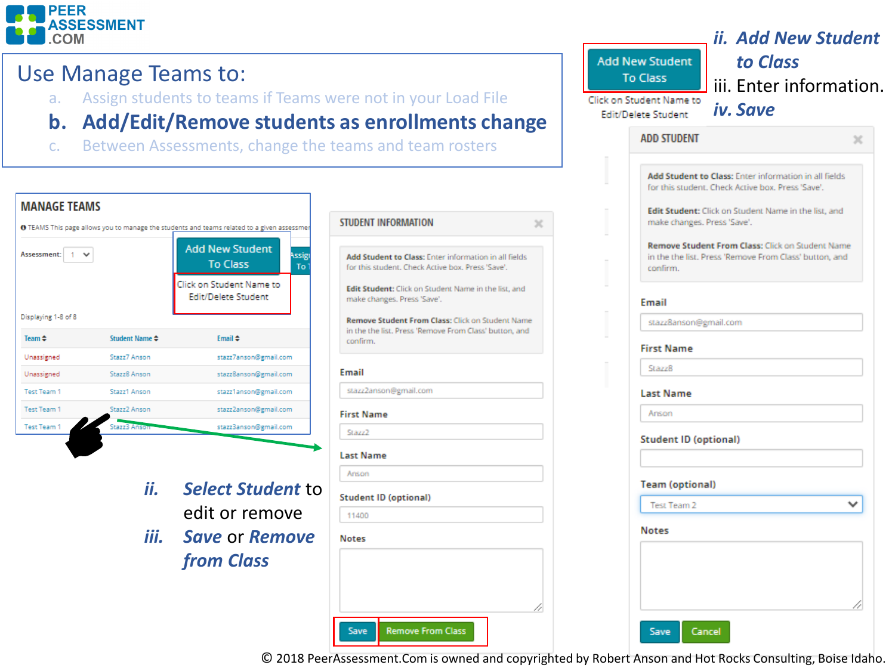PEER ASSESSMENT .COM

# Use Manage Teams to:

a. Assign students to teams if Teams were not in your Load File

**b. Add/Edit/Remove students as enrollments change**

c. Between Assessments, change the teams and team rosters

## MANAGE TEAMS

TEAMS This page allows you to manage the students and teams related to a given assessment

Assessment: 1

Add New Student To Class

Click on Student Name to Edit/Delete Student

Displaying 1-8 of 8

| Team | Student Name | Email |
|---|---|---|
| Unassigned | Stazz7 Anson | stazz7anson@gmail.com |
| Unassigned | Stazz8 Anson | stazz8anson@gmail.com |
| Test Team 1 | Stazz1 Anson | stazz1anson@gmail.com |
| Test Team 1 | Stazz2 Anson | stazz2anson@gmail.com |
| Test Team 1 | Stazz3 Anson | stazz3anson@gmail.com |

ii. ***Select Student*** to edit or remove

iii. ***Save*** or ***Remove from Class***

## STUDENT INFORMATION

**Add Student to Class:** Enter information in all fields for this student. Check Active box. Press 'Save'.

**Edit Student:** Click on Student Name in the list, and make changes. Press 'Save'.

**Remove Student From Class:** Click on Student Name in the the list. Press 'Remove From Class' button, and confirm.

Email: stazz2anson@gmail.com

First Name: Stazz2

Last Name: Anson

Student ID (optional): 11400

Notes

Save | Remove From Class

Add New Student To Class

Click on Student Name to Edit/Delete Student

ii. ***Add New Student to Class***

iii. Enter information.

iv. ***Save***

## ADD STUDENT

**Add Student to Class:** Enter information in all fields for this student. Check Active box. Press 'Save'.

**Edit Student:** Click on Student Name in the list, and make changes. Press 'Save'.

**Remove Student From Class:** Click on Student Name in the the list. Press 'Remove From Class' button, and confirm.

Email: stazz8anson@gmail.com

First Name: Stazz8

Last Name: Anson

Student ID (optional)

Team (optional): Test Team 2

Notes

Save | Cancel

© 2018 PeerAssessment.Com is owned and copyrighted by Robert Anson and Hot Rocks Consulting, Boise Idaho.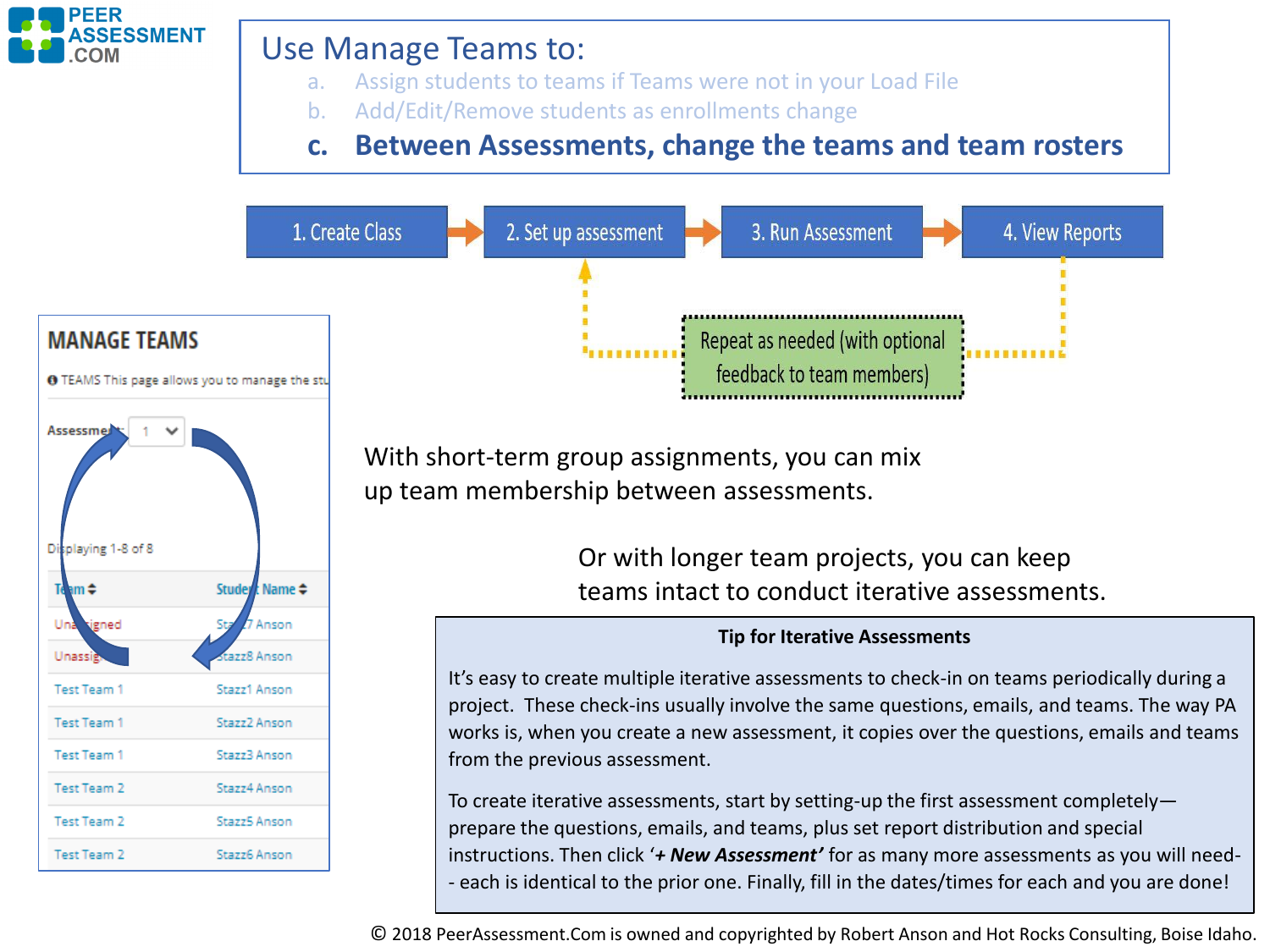PEER ASSESSMENT .COM

## Use Manage Teams to:

a. Assign students to teams if Teams were not in your Load File
b. Add/Edit/Remove students as enrollments change
c. **Between Assessments, change the teams and team rosters**

1. Create Class → 2. Set up assessment → 3. Run Assessment → 4. View Reports

Repeat as needed (with optional feedback to team members)

**MANAGE TEAMS**

TEAMS This page allows you to manage the stu

Assessment: 1

Displaying 1-8 of 8

| Team | Student Name |
|---|---|
| Unassigned | Stazz7 Anson |
| Unassigned | Stazz8 Anson |
| Test Team 1 | Stazz1 Anson |
| Test Team 1 | Stazz2 Anson |
| Test Team 1 | Stazz3 Anson |
| Test Team 2 | Stazz4 Anson |
| Test Team 2 | Stazz5 Anson |
| Test Team 2 | Stazz6 Anson |

With short-term group assignments, you can mix up team membership between assessments.

Or with longer team projects, you can keep teams intact to conduct iterative assessments.

**Tip for Iterative Assessments**

It's easy to create multiple iterative assessments to check-in on teams periodically during a project. These check-ins usually involve the same questions, emails, and teams. The way PA works is, when you create a new assessment, it copies over the questions, emails and teams from the previous assessment.

To create iterative assessments, start by setting-up the first assessment completely—prepare the questions, emails, and teams, plus set report distribution and special instructions. Then click '***+ New Assessment'*** for as many more assessments as you will need-- each is identical to the prior one. Finally, fill in the dates/times for each and you are done!

© 2018 PeerAssessment.Com is owned and copyrighted by Robert Anson and Hot Rocks Consulting, Boise Idaho.